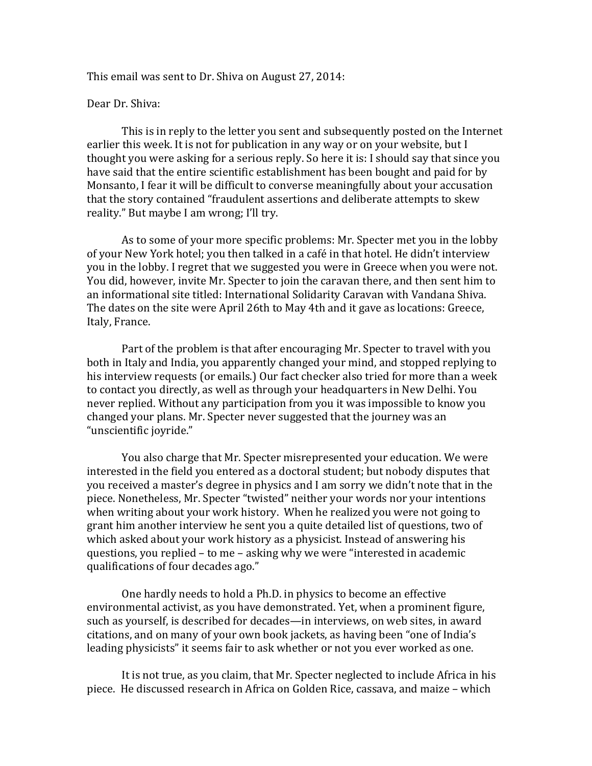This email was sent to Dr. Shiva on August 27, 2014:

Dear Dr. Shiva:

This is in reply to the letter you sent and subsequently posted on the Internet earlier this week. It is not for publication in any way or on your website, but I thought you were asking for a serious reply. So here it is: I should say that since you have said that the entire scientific establishment has been bought and paid for by Monsanto, I fear it will be difficult to converse meaningfully about your accusation that the story contained "fraudulent assertions and deliberate attempts to skew reality." But maybe I am wrong; I'll try.

As to some of your more specific problems: Mr. Specter met you in the lobby of your New York hotel; you then talked in a café in that hotel. He didn't interview you in the lobby. I regret that we suggested you were in Greece when you were not. You did, however, invite Mr. Specter to join the caravan there, and then sent him to an informational site titled: International Solidarity Caravan with Vandana Shiva. The dates on the site were April 26th to May 4th and it gave as locations: Greece, Italy, France.

Part of the problem is that after encouraging Mr. Specter to travel with you both in Italy and India, you apparently changed your mind, and stopped replying to his interview requests (or emails.) Our fact checker also tried for more than a week to contact you directly, as well as through your headquarters in New Delhi. You never replied. Without any participation from you it was impossible to know you changed your plans. Mr. Specter never suggested that the journey was an "unscientific joyride."

You also charge that Mr. Specter misrepresented your education. We were interested in the field you entered as a doctoral student; but nobody disputes that you received a master's degree in physics and I am sorry we didn't note that in the piece. Nonetheless, Mr. Specter "twisted" neither your words nor your intentions when writing about your work history. When he realized you were not going to grant him another interview he sent you a quite detailed list of questions, two of which asked about your work history as a physicist. Instead of answering his questions, you replied – to me – asking why we were "interested in academic qualifications of four decades ago."

One hardly needs to hold a Ph.D. in physics to become an effective environmental activist, as you have demonstrated. Yet, when a prominent figure, such as yourself, is described for decades—in interviews, on web sites, in award citations, and on many of your own book jackets, as having been "one of India's leading physicists" it seems fair to ask whether or not you ever worked as one.

It is not true, as you claim, that Mr. Specter neglected to include Africa in his piece. He discussed research in Africa on Golden Rice, cassava, and maize – which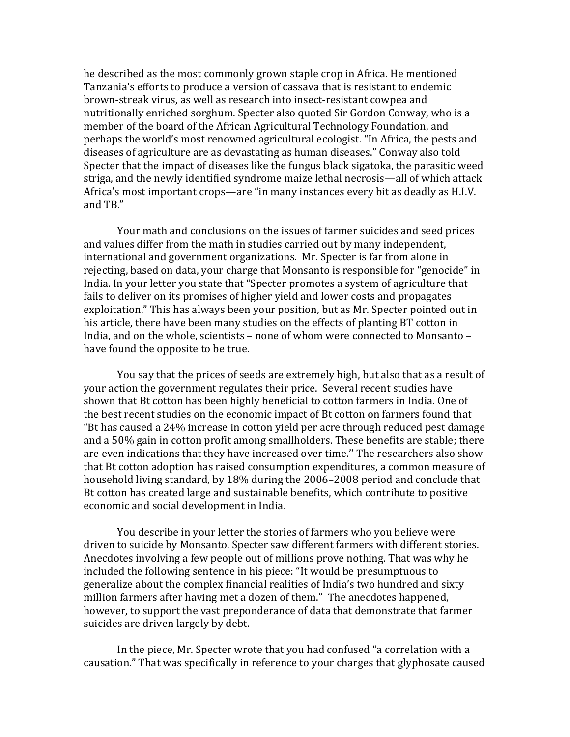he described as the most commonly grown staple crop in Africa. He mentioned Tanzania's efforts to produce a version of cassava that is resistant to endemic brown-streak virus, as well as research into insect-resistant cowpea and nutritionally enriched sorghum. Specter also quoted Sir Gordon Conway, who is a member of the board of the African Agricultural Technology Foundation, and perhaps the world's most renowned agricultural ecologist. "In Africa, the pests and diseases of agriculture are as devastating as human diseases." Conway also told Specter that the impact of diseases like the fungus black sigatoka, the parasitic weed striga, and the newly identified syndrome maize lethal necrosis—all of which attack Africa's most important crops—are "in many instances every bit as deadly as H.I.V. and TB."

Your math and conclusions on the issues of farmer suicides and seed prices and values differ from the math in studies carried out by many independent, international and government organizations. Mr. Specter is far from alone in rejecting, based on data, your charge that Monsanto is responsible for "genocide" in India. In your letter you state that "Specter promotes a system of agriculture that fails to deliver on its promises of higher yield and lower costs and propagates exploitation." This has always been your position, but as Mr. Specter pointed out in his article, there have been many studies on the effects of planting BT cotton in India, and on the whole, scientists – none of whom were connected to Monsanto – have found the opposite to be true.

You say that the prices of seeds are extremely high, but also that as a result of your action the government regulates their price. Several recent studies have shown that Bt cotton has been highly beneficial to cotton farmers in India. One of the best recent studies on the economic impact of Bt cotton on farmers found that "Bt has caused a 24% increase in cotton yield per acre through reduced pest damage and a 50% gain in cotton profit among smallholders. These benefits are stable; there are even indications that they have increased over time.'' The researchers also show that Bt cotton adoption has raised consumption expenditures, a common measure of household living standard, by 18% during the 2006–2008 period and conclude that Bt cotton has created large and sustainable benefits, which contribute to positive economic and social development in India.

You describe in your letter the stories of farmers who you believe were driven to suicide by Monsanto. Specter saw different farmers with different stories. Anecdotes involving a few people out of millions prove nothing. That was why he included the following sentence in his piece: "It would be presumptuous to generalize about the complex financial realities of India's two hundred and sixty million farmers after having met a dozen of them." The anecdotes happened, however, to support the vast preponderance of data that demonstrate that farmer suicides are driven largely by debt.

In the piece, Mr. Specter wrote that you had confused "a correlation with a causation." That was specifically in reference to your charges that glyphosate caused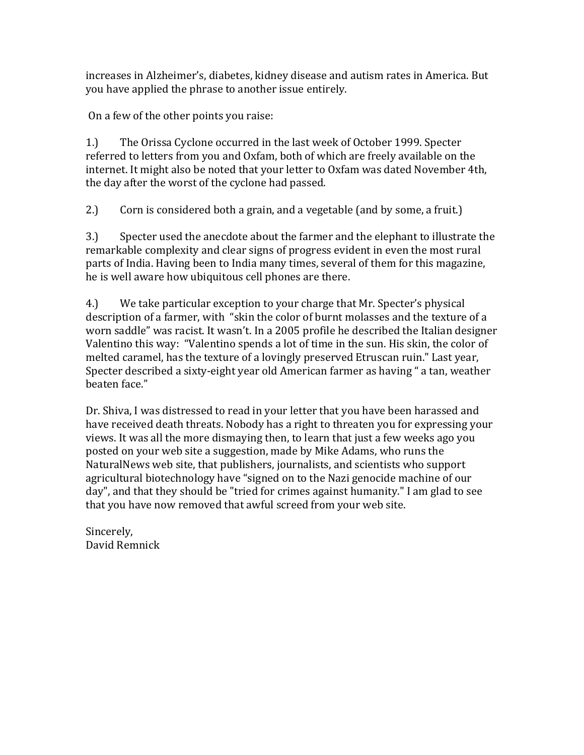increases in Alzheimer's, diabetes, kidney disease and autism rates in America. But you have applied the phrase to another issue entirely.

On a few of the other points you raise:

1.) The Orissa Cyclone occurred in the last week of October 1999. Specter referred to letters from you and Oxfam, both of which are freely available on the internet. It might also be noted that your letter to Oxfam was dated November 4th, the day after the worst of the cyclone had passed.

2.) Corn is considered both a grain, and a vegetable (and by some, a fruit.)

3.) Specter used the anecdote about the farmer and the elephant to illustrate the remarkable complexity and clear signs of progress evident in even the most rural parts of India. Having been to India many times, several of them for this magazine, he is well aware how ubiquitous cell phones are there.

4.) We take particular exception to your charge that Mr. Specter's physical description of a farmer, with "skin the color of burnt molasses and the texture of a worn saddle" was racist. It wasn't. In a 2005 profile he described the Italian designer Valentino this way: "Valentino spends a lot of time in the sun. His skin, the color of melted caramel, has the texture of a lovingly preserved Etruscan ruin." Last year, Specter described a sixty-eight year old American farmer as having " a tan, weather beaten face."

Dr. Shiva, I was distressed to read in your letter that you have been harassed and have received death threats. Nobody has a right to threaten you for expressing your views. It was all the more dismaying then, to learn that just a few weeks ago you posted on your web site a suggestion, made by Mike Adams, who runs the NaturalNews web site, that publishers, journalists, and scientists who support agricultural biotechnology have "signed on to the Nazi genocide machine of our day", and that they should be "tried for crimes against humanity." I am glad to see that you have now removed that awful screed from your web site.

Sincerely,
David Remnick